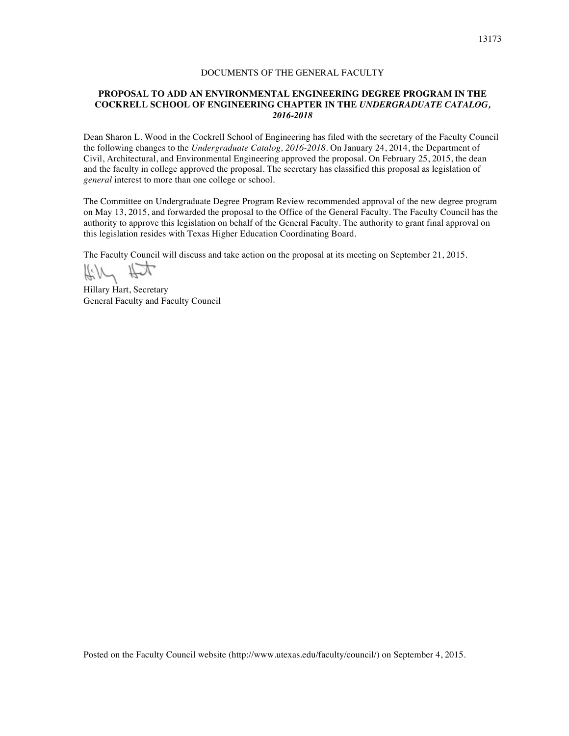DOCUMENTS OF THE GENERAL FACULTY

## PROPOSAL TO ADD AN ENVIRONMENTAL ENGINEERING DEGREE PROGRAM IN THE COCKRELL SCHOOL OF ENGINEERING CHAPTER IN THE *UNDERGRADUATE CATALOG, 2016-2018*

Dean Sharon L. Wood in the Cockrell School of Engineering has filed with the secretary of the Faculty Council the following changes to the *Undergraduate Catalog, 2016-2018*. On January 24, 2014, the Department of Civil, Architectural, and Environmental Engineering approved the proposal. On February 25, 2015, the dean and the faculty in college approved the proposal. The secretary has classified this proposal as legislation of *general* interest to more than one college or school.

The Committee on Undergraduate Degree Program Review recommended approval of the new degree program on May 13, 2015, and forwarded the proposal to the Office of the General Faculty. The Faculty Council has the authority to approve this legislation on behalf of the General Faculty. The authority to grant final approval on this legislation resides with Texas Higher Education Coordinating Board.

The Faculty Council will discuss and take action on the proposal at its meeting on September 21, 2015.

Hillary Hart, Secretary
General Faculty and Faculty Council

Posted on the Faculty Council website (http://www.utexas.edu/faculty/council/) on September 4, 2015.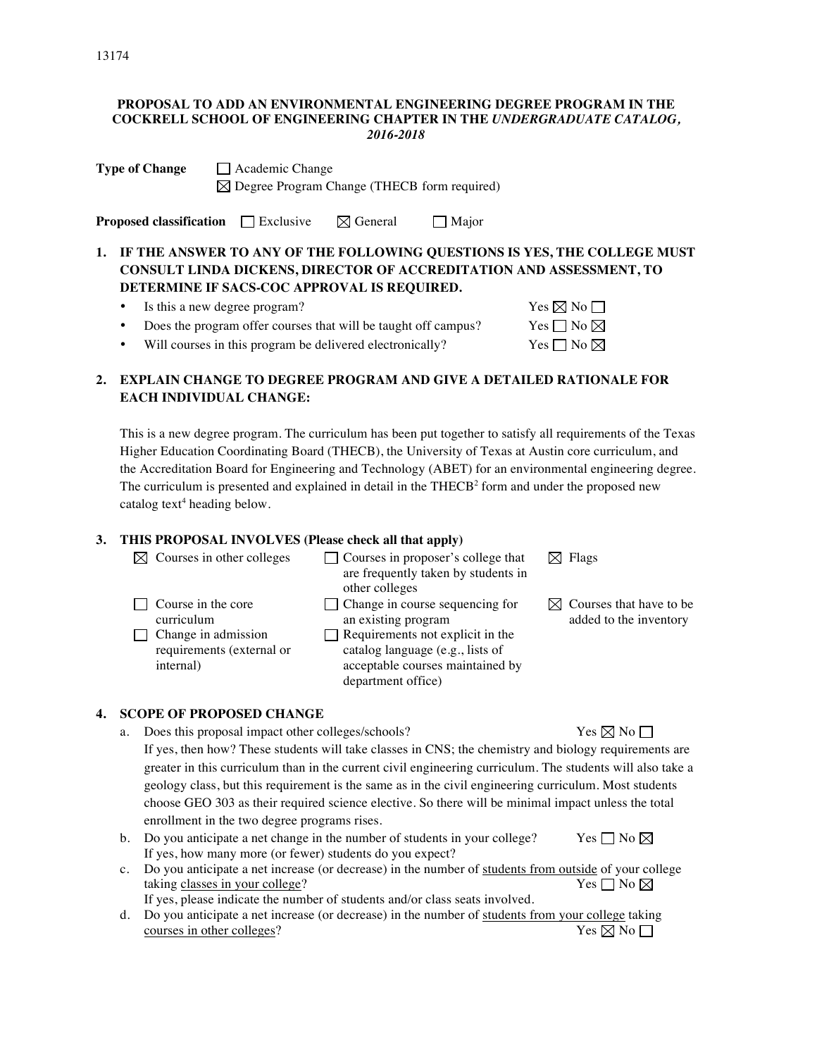13174

**PROPOSAL TO ADD AN ENVIRONMENTAL ENGINEERING DEGREE PROGRAM IN THE COCKRELL SCHOOL OF ENGINEERING CHAPTER IN THE *UNDERGRADUATE CATALOG, 2016-2018***

**Type of Change** ☐ Academic Change
☒ Degree Program Change (THECB form required)

**Proposed classification** ☐ Exclusive ☒ General ☐ Major

## 1. IF THE ANSWER TO ANY OF THE FOLLOWING QUESTIONS IS YES, THE COLLEGE MUST CONSULT LINDA DICKENS, DIRECTOR OF ACCREDITATION AND ASSESSMENT, TO DETERMINE IF SACS-COC APPROVAL IS REQUIRED.

- Is this a new degree program? Yes ☒ No ☐
- Does the program offer courses that will be taught off campus? Yes ☐ No ☒
- Will courses in this program be delivered electronically? Yes ☐ No ☒

## 2. EXPLAIN CHANGE TO DEGREE PROGRAM AND GIVE A DETAILED RATIONALE FOR EACH INDIVIDUAL CHANGE:

This is a new degree program. The curriculum has been put together to satisfy all requirements of the Texas Higher Education Coordinating Board (THECB), the University of Texas at Austin core curriculum, and the Accreditation Board for Engineering and Technology (ABET) for an environmental engineering degree. The curriculum is presented and explained in detail in the THECB[2] form and under the proposed new catalog text[4] heading below.

## 3. THIS PROPOSAL INVOLVES (Please check all that apply)

- ☒ Courses in other colleges
- ☐ Course in the core curriculum
- ☐ Change in admission requirements (external or internal)
- ☐ Courses in proposer's college that are frequently taken by students in other colleges
- ☐ Change in course sequencing for an existing program
- ☐ Requirements not explicit in the catalog language (e.g., lists of acceptable courses maintained by department office)
- ☒ Flags
- ☒ Courses that have to be added to the inventory

## 4. SCOPE OF PROPOSED CHANGE

a. Does this proposal impact other colleges/schools? Yes ☒ No ☐
If yes, then how? These students will take classes in CNS; the chemistry and biology requirements are greater in this curriculum than in the current civil engineering curriculum. The students will also take a geology class, but this requirement is the same as in the civil engineering curriculum. Most students choose GEO 303 as their required science elective. So there will be minimal impact unless the total enrollment in the two degree programs rises.

b. Do you anticipate a net change in the number of students in your college? Yes ☐ No ☒
If yes, how many more (or fewer) students do you expect?

c. Do you anticipate a net increase (or decrease) in the number of <u>students from outside</u> of your college taking <u>classes in your college</u>? Yes ☐ No ☒
If yes, please indicate the number of students and/or class seats involved.

d. Do you anticipate a net increase (or decrease) in the number of <u>students from your college</u> taking <u>courses in other colleges</u>? Yes ☒ No ☐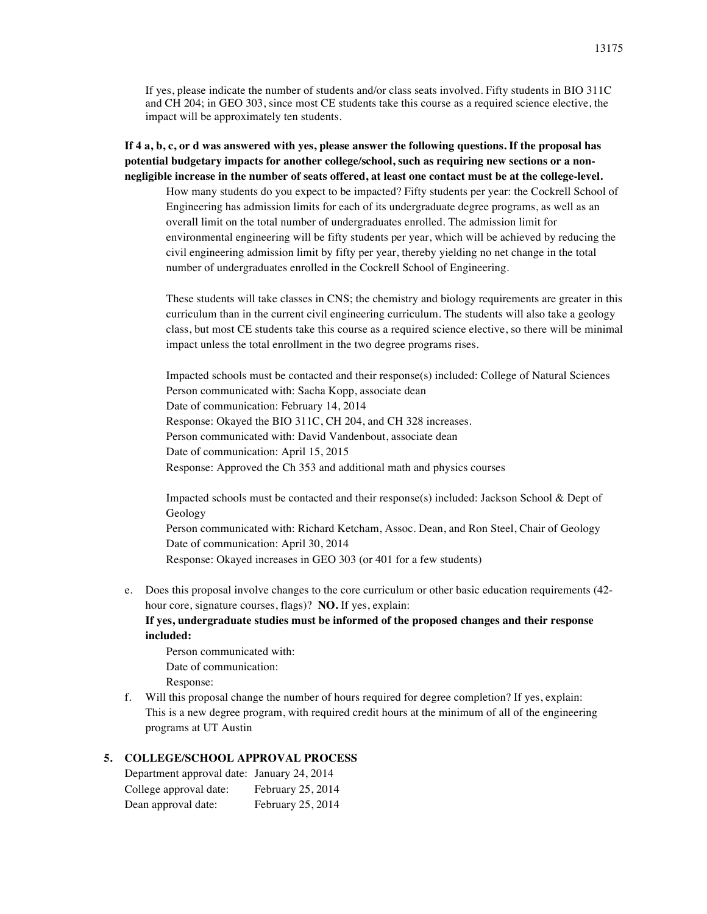If yes, please indicate the number of students and/or class seats involved. Fifty students in BIO 311C and CH 204; in GEO 303, since most CE students take this course as a required science elective, the impact will be approximately ten students.

**If 4 a, b, c, or d was answered with yes, please answer the following questions. If the proposal has potential budgetary impacts for another college/school, such as requiring new sections or a non-negligible increase in the number of seats offered, at least one contact must be at the college-level.**

How many students do you expect to be impacted? Fifty students per year: the Cockrell School of Engineering has admission limits for each of its undergraduate degree programs, as well as an overall limit on the total number of undergraduates enrolled. The admission limit for environmental engineering will be fifty students per year, which will be achieved by reducing the civil engineering admission limit by fifty per year, thereby yielding no net change in the total number of undergraduates enrolled in the Cockrell School of Engineering.

These students will take classes in CNS; the chemistry and biology requirements are greater in this curriculum than in the current civil engineering curriculum. The students will also take a geology class, but most CE students take this course as a required science elective, so there will be minimal impact unless the total enrollment in the two degree programs rises.

Impacted schools must be contacted and their response(s) included: College of Natural Sciences
Person communicated with: Sacha Kopp, associate dean
Date of communication: February 14, 2014
Response: Okayed the BIO 311C, CH 204, and CH 328 increases.
Person communicated with: David Vandenbout, associate dean
Date of communication: April 15, 2015
Response: Approved the Ch 353 and additional math and physics courses

Impacted schools must be contacted and their response(s) included: Jackson School & Dept of Geology
Person communicated with: Richard Ketcham, Assoc. Dean, and Ron Steel, Chair of Geology
Date of communication: April 30, 2014
Response: Okayed increases in GEO 303 (or 401 for a few students)

e. Does this proposal involve changes to the core curriculum or other basic education requirements (42-hour core, signature courses, flags)? **NO.** If yes, explain:
**If yes, undergraduate studies must be informed of the proposed changes and their response included:**
Person communicated with:
Date of communication:
Response:

f. Will this proposal change the number of hours required for degree completion? If yes, explain:
This is a new degree program, with required credit hours at the minimum of all of the engineering programs at UT Austin

## 5. COLLEGE/SCHOOL APPROVAL PROCESS

Department approval date: January 24, 2014
College approval date: February 25, 2014
Dean approval date: February 25, 2014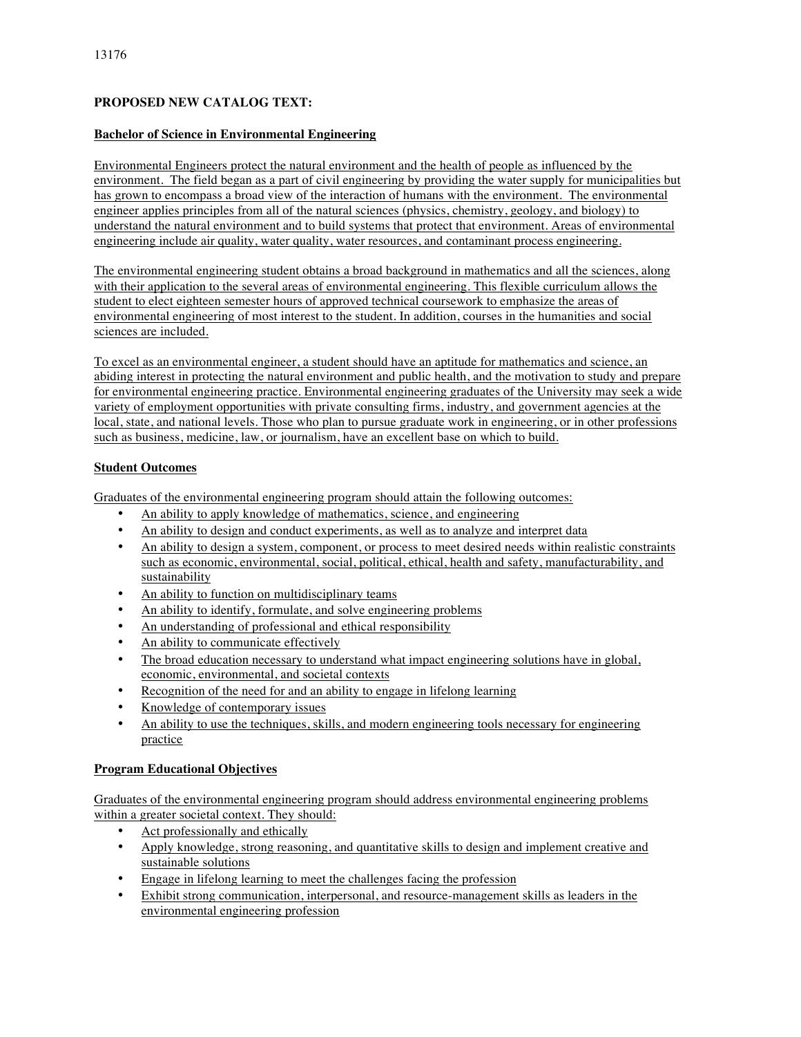13176

**PROPOSED NEW CATALOG TEXT:**

**Bachelor of Science in Environmental Engineering**

Environmental Engineers protect the natural environment and the health of people as influenced by the environment. The field began as a part of civil engineering by providing the water supply for municipalities but has grown to encompass a broad view of the interaction of humans with the environment. The environmental engineer applies principles from all of the natural sciences (physics, chemistry, geology, and biology) to understand the natural environment and to build systems that protect that environment. Areas of environmental engineering include air quality, water quality, water resources, and contaminant process engineering.

The environmental engineering student obtains a broad background in mathematics and all the sciences, along with their application to the several areas of environmental engineering. This flexible curriculum allows the student to elect eighteen semester hours of approved technical coursework to emphasize the areas of environmental engineering of most interest to the student. In addition, courses in the humanities and social sciences are included.

To excel as an environmental engineer, a student should have an aptitude for mathematics and science, an abiding interest in protecting the natural environment and public health, and the motivation to study and prepare for environmental engineering practice. Environmental engineering graduates of the University may seek a wide variety of employment opportunities with private consulting firms, industry, and government agencies at the local, state, and national levels. Those who plan to pursue graduate work in engineering, or in other professions such as business, medicine, law, or journalism, have an excellent base on which to build.

**Student Outcomes**

Graduates of the environmental engineering program should attain the following outcomes:

- An ability to apply knowledge of mathematics, science, and engineering
- An ability to design and conduct experiments, as well as to analyze and interpret data
- An ability to design a system, component, or process to meet desired needs within realistic constraints such as economic, environmental, social, political, ethical, health and safety, manufacturability, and sustainability
- An ability to function on multidisciplinary teams
- An ability to identify, formulate, and solve engineering problems
- An understanding of professional and ethical responsibility
- An ability to communicate effectively
- The broad education necessary to understand what impact engineering solutions have in global, economic, environmental, and societal contexts
- Recognition of the need for and an ability to engage in lifelong learning
- Knowledge of contemporary issues
- An ability to use the techniques, skills, and modern engineering tools necessary for engineering practice

**Program Educational Objectives**

Graduates of the environmental engineering program should address environmental engineering problems within a greater societal context. They should:

- Act professionally and ethically
- Apply knowledge, strong reasoning, and quantitative skills to design and implement creative and sustainable solutions
- Engage in lifelong learning to meet the challenges facing the profession
- Exhibit strong communication, interpersonal, and resource-management skills as leaders in the environmental engineering profession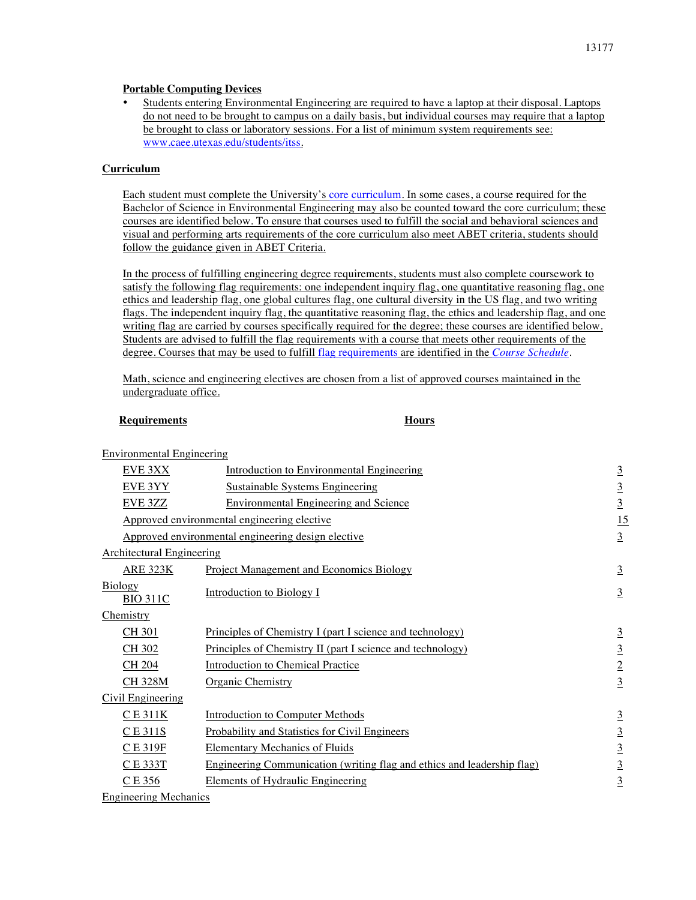**Portable Computing Devices**

- Students entering Environmental Engineering are required to have a laptop at their disposal. Laptops do not need to be brought to campus on a daily basis, but individual courses may require that a laptop be brought to class or laboratory sessions. For a list of minimum system requirements see: www.caee.utexas.edu/students/itss.

**Curriculum**

Each student must complete the University's core curriculum. In some cases, a course required for the Bachelor of Science in Environmental Engineering may also be counted toward the core curriculum; these courses are identified below. To ensure that courses used to fulfill the social and behavioral sciences and visual and performing arts requirements of the core curriculum also meet ABET criteria, students should follow the guidance given in ABET Criteria.

In the process of fulfilling engineering degree requirements, students must also complete coursework to satisfy the following flag requirements: one independent inquiry flag, one quantitative reasoning flag, one ethics and leadership flag, one global cultures flag, one cultural diversity in the US flag, and two writing flags. The independent inquiry flag, the quantitative reasoning flag, the ethics and leadership flag, and one writing flag are carried by courses specifically required for the degree; these courses are identified below. Students are advised to fulfill the flag requirements with a course that meets other requirements of the degree. Courses that may be used to fulfill flag requirements are identified in the *Course Schedule*.

Math, science and engineering electives are chosen from a list of approved courses maintained in the undergraduate office.

| **Requirements** | | **Hours** |
|---|---|---|
| Environmental Engineering | | |
| EVE 3XX | Introduction to Environmental Engineering | 3 |
| EVE 3YY | Sustainable Systems Engineering | 3 |
| EVE 3ZZ | Environmental Engineering and Science | 3 |
| Approved environmental engineering elective | | 15 |
| Approved environmental engineering design elective | | 3 |
| Architectural Engineering | | |
| ARE 323K | Project Management and Economics Biology | 3 |
| Biology | | |
| BIO 311C | Introduction to Biology I | 3 |
| Chemistry | | |
| CH 301 | Principles of Chemistry I (part I science and technology) | 3 |
| CH 302 | Principles of Chemistry II (part I science and technology) | 3 |
| CH 204 | Introduction to Chemical Practice | 2 |
| CH 328M | Organic Chemistry | 3 |
| Civil Engineering | | |
| C E 311K | Introduction to Computer Methods | 3 |
| C E 311S | Probability and Statistics for Civil Engineers | 3 |
| C E 319F | Elementary Mechanics of Fluids | 3 |
| C E 333T | Engineering Communication (writing flag and ethics and leadership flag) | 3 |
| C E 356 | Elements of Hydraulic Engineering | 3 |
| Engineering Mechanics | | |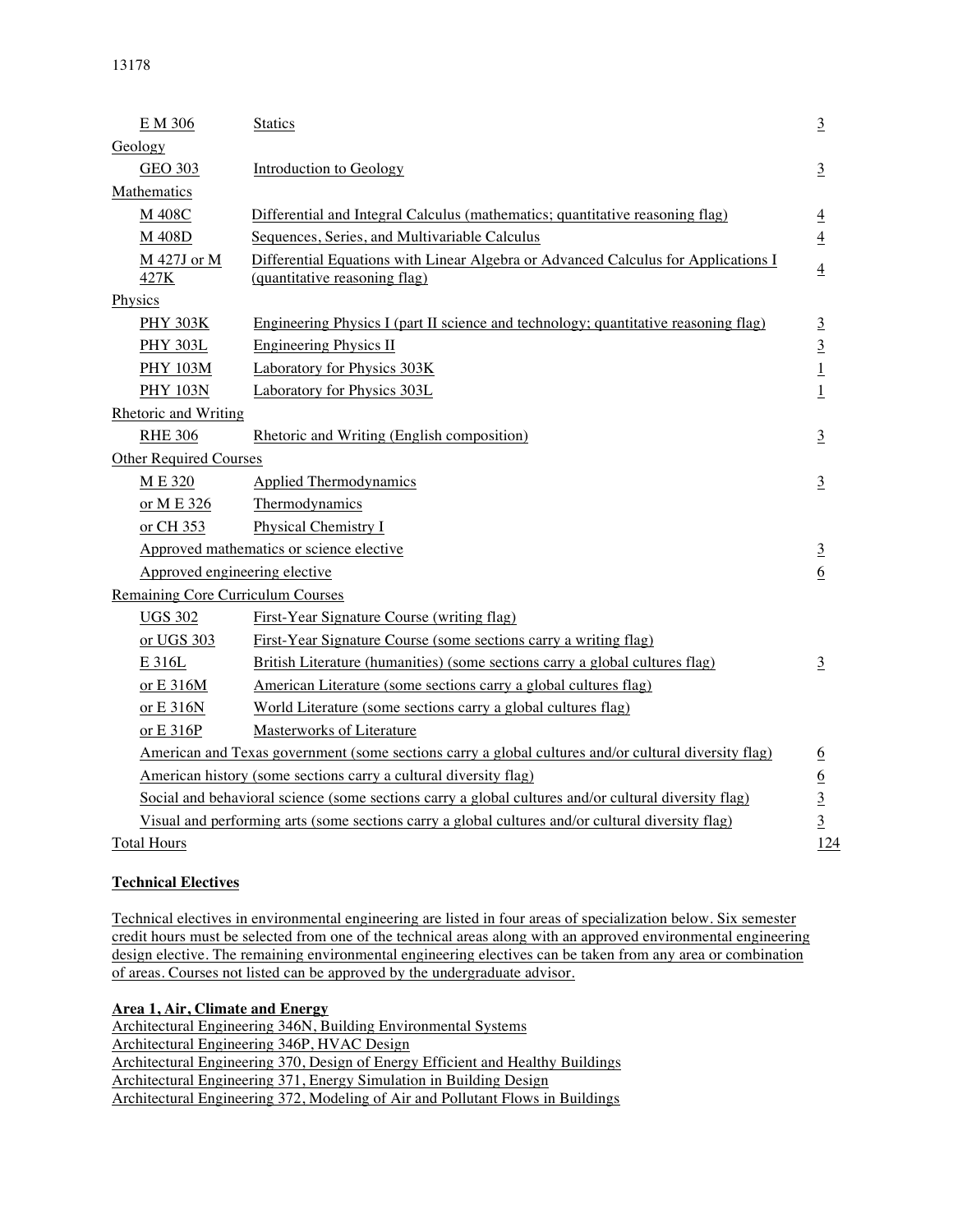| | | |
|---|---|---|
| E M 306 | Statics | 3 |
| Geology | | |
| GEO 303 | Introduction to Geology | 3 |
| Mathematics | | |
| M 408C | Differential and Integral Calculus (mathematics; quantitative reasoning flag) | 4 |
| M 408D | Sequences, Series, and Multivariable Calculus | 4 |
| M 427J or M 427K | Differential Equations with Linear Algebra or Advanced Calculus for Applications I (quantitative reasoning flag) | 4 |
| Physics | | |
| PHY 303K | Engineering Physics I (part II science and technology; quantitative reasoning flag) | 3 |
| PHY 303L | Engineering Physics II | 3 |
| PHY 103M | Laboratory for Physics 303K | 1 |
| PHY 103N | Laboratory for Physics 303L | 1 |
| Rhetoric and Writing | | |
| RHE 306 | Rhetoric and Writing (English composition) | 3 |
| Other Required Courses | | |
| M E 320 | Applied Thermodynamics | 3 |
| or M E 326 | Thermodynamics | |
| or CH 353 | Physical Chemistry I | |
| Approved mathematics or science elective | | 3 |
| Approved engineering elective | | 6 |
| Remaining Core Curriculum Courses | | |
| UGS 302 | First-Year Signature Course (writing flag) | |
| or UGS 303 | First-Year Signature Course (some sections carry a writing flag) | |
| E 316L | British Literature (humanities) (some sections carry a global cultures flag) | 3 |
| or E 316M | American Literature (some sections carry a global cultures flag) | |
| or E 316N | World Literature (some sections carry a global cultures flag) | |
| or E 316P | Masterworks of Literature | |
| American and Texas government (some sections carry a global cultures and/or cultural diversity flag) | | 6 |
| American history (some sections carry a cultural diversity flag) | | 6 |
| Social and behavioral science (some sections carry a global cultures and/or cultural diversity flag) | | 3 |
| Visual and performing arts (some sections carry a global cultures and/or cultural diversity flag) | | 3 |
| Total Hours | | 124 |

**Technical Electives**

Technical electives in environmental engineering are listed in four areas of specialization below. Six semester credit hours must be selected from one of the technical areas along with an approved environmental engineering design elective. The remaining environmental engineering electives can be taken from any area or combination of areas. Courses not listed can be approved by the undergraduate advisor.

**Area 1, Air, Climate and Energy**

Architectural Engineering 346N, Building Environmental Systems
Architectural Engineering 346P, HVAC Design
Architectural Engineering 370, Design of Energy Efficient and Healthy Buildings
Architectural Engineering 371, Energy Simulation in Building Design
Architectural Engineering 372, Modeling of Air and Pollutant Flows in Buildings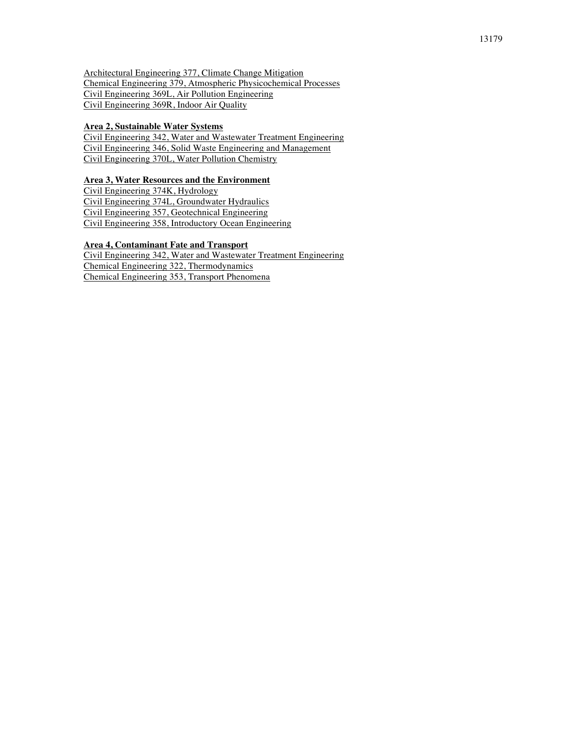Architectural Engineering 377, Climate Change Mitigation
Chemical Engineering 379, Atmospheric Physicochemical Processes
Civil Engineering 369L, Air Pollution Engineering
Civil Engineering 369R, Indoor Air Quality

**Area 2, Sustainable Water Systems**

Civil Engineering 342, Water and Wastewater Treatment Engineering
Civil Engineering 346, Solid Waste Engineering and Management
Civil Engineering 370L, Water Pollution Chemistry

**Area 3, Water Resources and the Environment**

Civil Engineering 374K, Hydrology
Civil Engineering 374L, Groundwater Hydraulics
Civil Engineering 357, Geotechnical Engineering
Civil Engineering 358, Introductory Ocean Engineering

**Area 4, Contaminant Fate and Transport**

Civil Engineering 342, Water and Wastewater Treatment Engineering
Chemical Engineering 322, Thermodynamics
Chemical Engineering 353, Transport Phenomena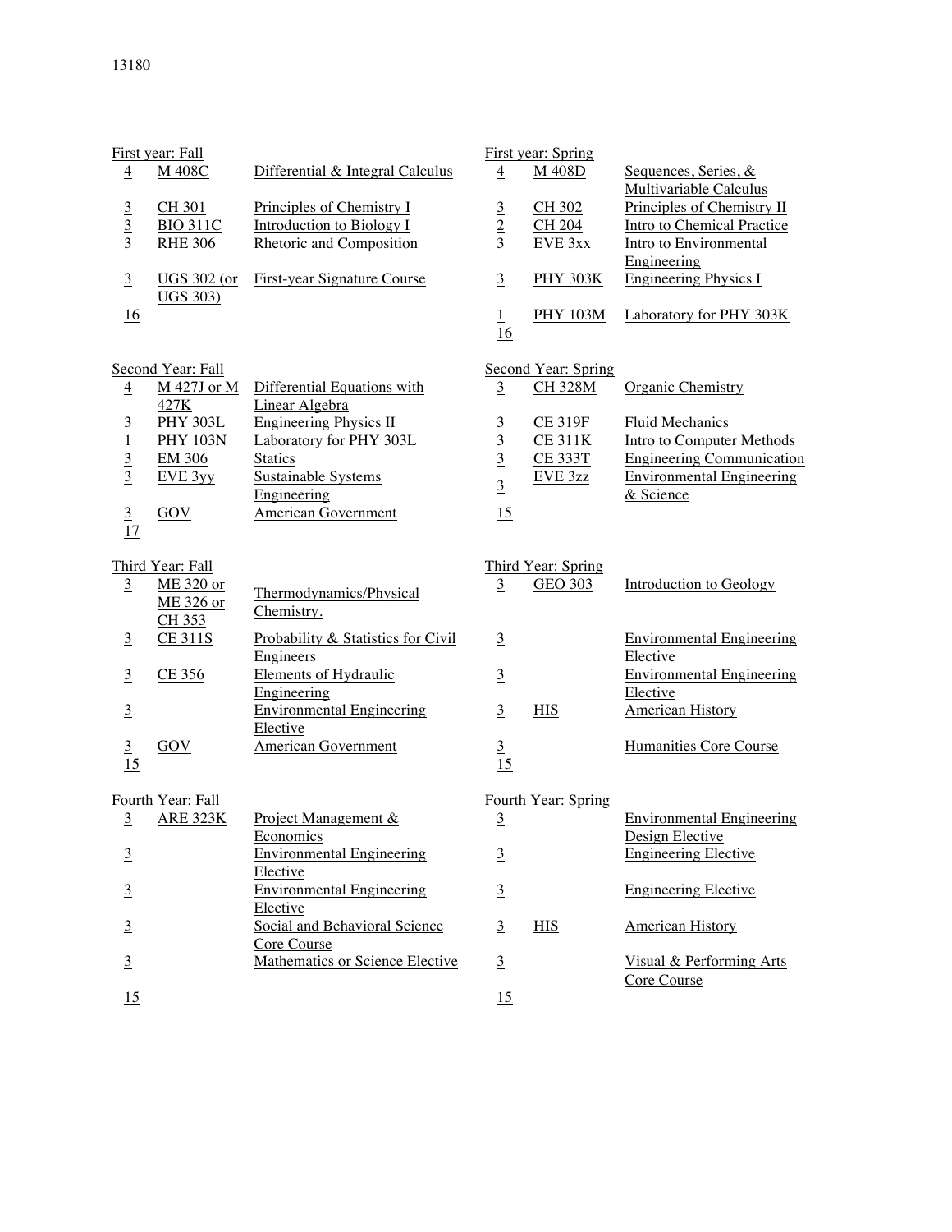First year: Fall

| | | |
|---|---|---|
| 4 | M 408C | Differential & Integral Calculus |
| 3 | CH 301 | Principles of Chemistry I |
| 3 | BIO 311C | Introduction to Biology I |
| 3 | RHE 306 | Rhetoric and Composition |
| 3 | UGS 302 (or UGS 303) | First-year Signature Course |
| 16 | | |

First year: Spring

| | | |
|---|---|---|
| 4 | M 408D | Sequences, Series, & Multivariable Calculus |
| 3 | CH 302 | Principles of Chemistry II |
| 2 | CH 204 | Intro to Chemical Practice |
| 3 | EVE 3xx | Intro to Environmental Engineering |
| 3 | PHY 303K | Engineering Physics I |
| 1 | PHY 103M | Laboratory for PHY 303K |
| 16 | | |

Second Year: Fall

| | | |
|---|---|---|
| 4 | M 427J or M 427K | Differential Equations with Linear Algebra |
| 3 | PHY 303L | Engineering Physics II |
| 1 | PHY 103N | Laboratory for PHY 303L |
| 3 | EM 306 | Statics |
| 3 | EVE 3yy | Sustainable Systems Engineering |
| 3 | GOV | American Government |
| 17 | | |

Second Year: Spring

| | | |
|---|---|---|
| 3 | CH 328M | Organic Chemistry |
| 3 | CE 319F | Fluid Mechanics |
| 3 | CE 311K | Intro to Computer Methods |
| 3 | CE 333T | Engineering Communication |
| 3 | EVE 3zz | Environmental Engineering & Science |
| 15 | | |

Third Year: Fall

| | | |
|---|---|---|
| 3 | ME 320 or ME 326 or CH 353 | Thermodynamics/Physical Chemistry. |
| 3 | CE 311S | Probability & Statistics for Civil Engineers |
| 3 | CE 356 | Elements of Hydraulic Engineering |
| 3 | | Environmental Engineering Elective |
| 3 | GOV | American Government |
| 15 | | |

Third Year: Spring

| | | |
|---|---|---|
| 3 | GEO 303 | Introduction to Geology |
| 3 | | Environmental Engineering Elective |
| 3 | | Environmental Engineering Elective |
| 3 | HIS | American History |
| 3 | | Humanities Core Course |
| 15 | | |

Fourth Year: Fall

| | | |
|---|---|---|
| 3 | ARE 323K | Project Management & Economics |
| 3 | | Environmental Engineering Elective |
| 3 | | Environmental Engineering Elective |
| 3 | | Social and Behavioral Science Core Course |
| 3 | | Mathematics or Science Elective |
| 15 | | |

Fourth Year: Spring

| | | |
|---|---|---|
| 3 | | Environmental Engineering Design Elective |
| 3 | | Engineering Elective |
| 3 | | Engineering Elective |
| 3 | HIS | American History |
| 3 | | Visual & Performing Arts Core Course |
| 15 | | |